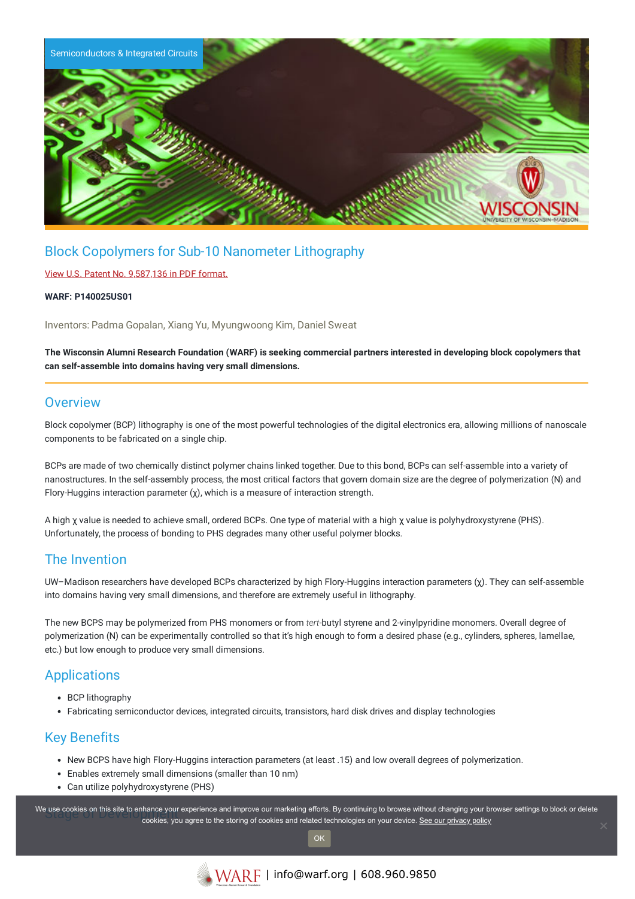Semiconductors & Integrated Circuits

# Block Copolymers for Sub-10 Nanometer Lithography

View U.S. Patent No. 9,587,136 in PDF format.

**WARF: P140025US01**

Inventors: Padma Gopalan, Xiang Yu, Myungwoong Kim, Daniel Sweat

**The Wisconsin Alumni Research Foundation (WARF) is seeking commercial partners interested in developing block copolymers that can self-assemble into domains having very small dimensions.**

## Overview

Block copolymer (BCP) lithography is one of the most powerful technologies of the digital electronics era, allowing millions of nanoscale components to be fabricated on a single chip.

BCPs are made of two chemically distinct polymer chains linked together. Due to this bond, BCPs can self-assemble into a variety of nanostructures. In the self-assembly process, the most critical factors that govern domain size are the degree of polymerization (N) and Flory-Huggins interaction parameter (χ), which is a measure of interaction strength.

A high χ value is needed to achieve small, ordered BCPs. One type of material with a high χ value is polyhydroxystyrene (PHS). Unfortunately, the process of bonding to PHS degrades many other useful polymer blocks.

## The Invention

UW–Madison researchers have developed BCPs characterized by high Flory-Huggins interaction parameters (χ). They can self-assemble into domains having very small dimensions, and therefore are extremely useful in lithography.

The new BCPS may be polymerized from PHS monomers or from *tert*-butyl styrene and 2-vinylpyridine monomers. Overall degree of polymerization (N) can be experimentally controlled so that it's high enough to form a desired phase (e.g., cylinders, spheres, lamellae, etc.) but low enough to produce very small dimensions.

## Applications

- BCP lithography
- Fabricating semiconductor devices, integrated circuits, transistors, hard disk drives and display technologies

## Key Benefits

- New BCPS have high Flory-Huggins interaction parameters (at least .15) and low overall degrees of polymerization.
- Enables extremely small dimensions (smaller than 10 nm)
- Can utilize polyhydroxystyrene (PHS)

## Stage of Development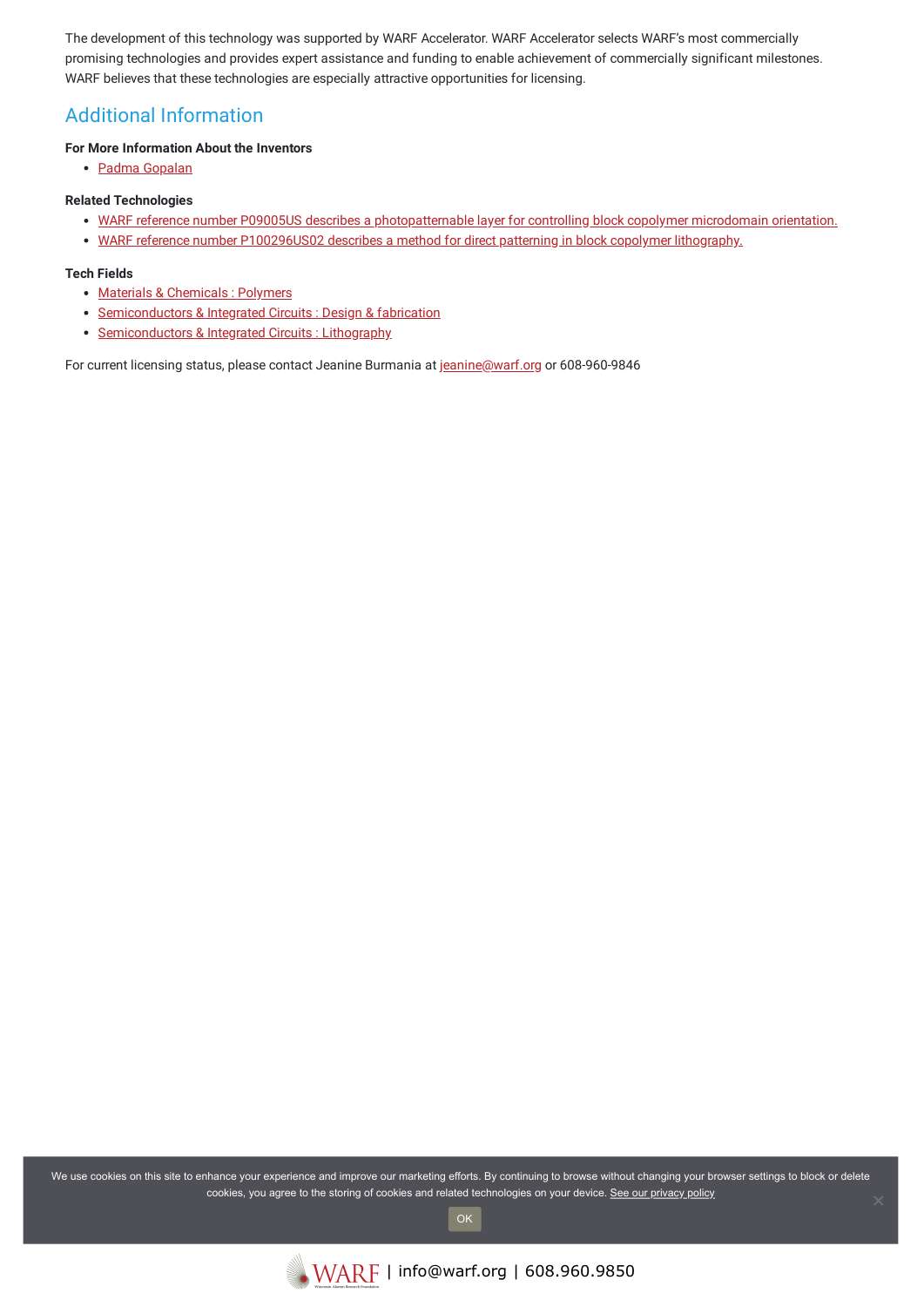The development of this technology was supported by WARF Accelerator. WARF Accelerator selects WARF's most commercially promising technologies and provides expert assistance and funding to enable achievement of commercially significant milestones. WARF believes that these technologies are especially attractive opportunities for licensing.

## Additional Information

**For More Information About the Inventors**

- Padma Gopalan

**Related Technologies**

- WARF reference number P09005US describes a photopatternable layer for controlling block copolymer microdomain orientation.
- WARF reference number P100296US02 describes a method for direct patterning in block copolymer lithography.

**Tech Fields**

- Materials & Chemicals : Polymers
- Semiconductors & Integrated Circuits : Design & fabrication
- Semiconductors & Integrated Circuits : Lithography

For current licensing status, please contact Jeanine Burmania at jeanine@warf.org or 608-960-9846